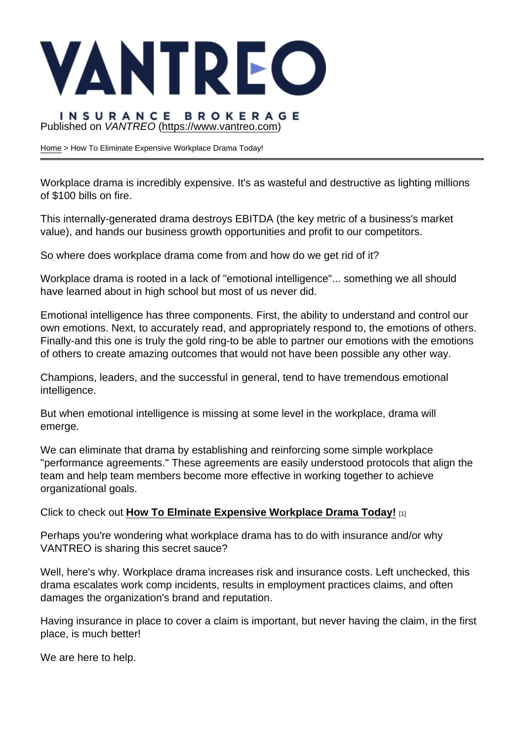VANTREO

INSURANCE BROKERAGE

Published on *VANTREO* (https://www.vantreo.com)

Home > How To Eliminate Expensive Workplace Drama Today!

Workplace drama is incredibly expensive. It's as wasteful and destructive as lighting millions of $100 bills on fire.

This internally-generated drama destroys EBITDA (the key metric of a business's market value), and hands our business growth opportunities and profit to our competitors.

So where does workplace drama come from and how do we get rid of it?

Workplace drama is rooted in a lack of "emotional intelligence"... something we all should have learned about in high school but most of us never did.

Emotional intelligence has three components. First, the ability to understand and control our own emotions. Next, to accurately read, and appropriately respond to, the emotions of others. Finally-and this one is truly the gold ring-to be able to partner our emotions with the emotions of others to create amazing outcomes that would not have been possible any other way.

Champions, leaders, and the successful in general, tend to have tremendous emotional intelligence.

But when emotional intelligence is missing at some level in the workplace, drama will emerge.

We can eliminate that drama by establishing and reinforcing some simple workplace "performance agreements." These agreements are easily understood protocols that align the team and help team members become more effective in working together to achieve organizational goals.

Click to check out **How To Elminate Expensive Workplace Drama Today!** [1]

Perhaps you're wondering what workplace drama has to do with insurance and/or why VANTREO is sharing this secret sauce?

Well, here's why. Workplace drama increases risk and insurance costs. Left unchecked, this drama escalates work comp incidents, results in employment practices claims, and often damages the organization's brand and reputation.

Having insurance in place to cover a claim is important, but never having the claim, in the first place, is much better!

We are here to help.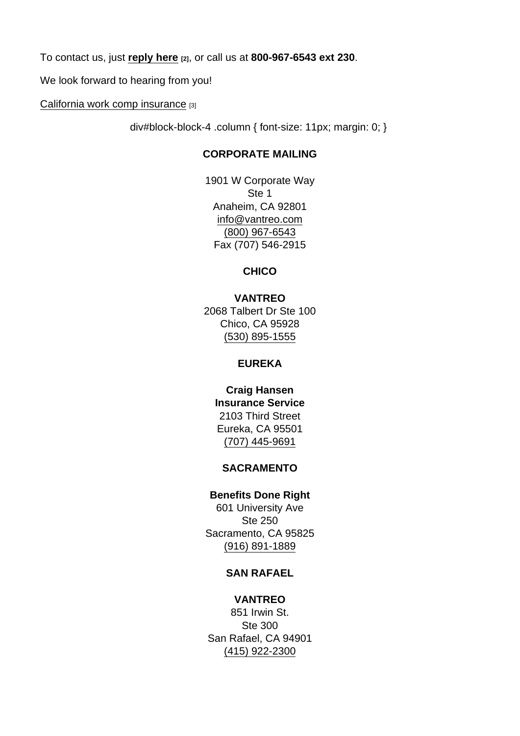To contact us, just **reply here** [2], or call us at **800-967-6543 ext 230**.

We look forward to hearing from you!

California work comp insurance [3]

div#block-block-4 .column { font-size: 11px; margin: 0; }

**CORPORATE MAILING**

1901 W Corporate Way
Ste 1
Anaheim, CA 92801
info@vantreo.com
(800) 967-6543
Fax (707) 546-2915

**CHICO**

**VANTREO**
2068 Talbert Dr Ste 100
Chico, CA 95928
(530) 895-1555

**EUREKA**

**Craig Hansen Insurance Service**
2103 Third Street
Eureka, CA 95501
(707) 445-9691

**SACRAMENTO**

**Benefits Done Right**
601 University Ave
Ste 250
Sacramento, CA 95825
(916) 891-1889

**SAN RAFAEL**

**VANTREO**
851 Irwin St.
Ste 300
San Rafael, CA 94901
(415) 922-2300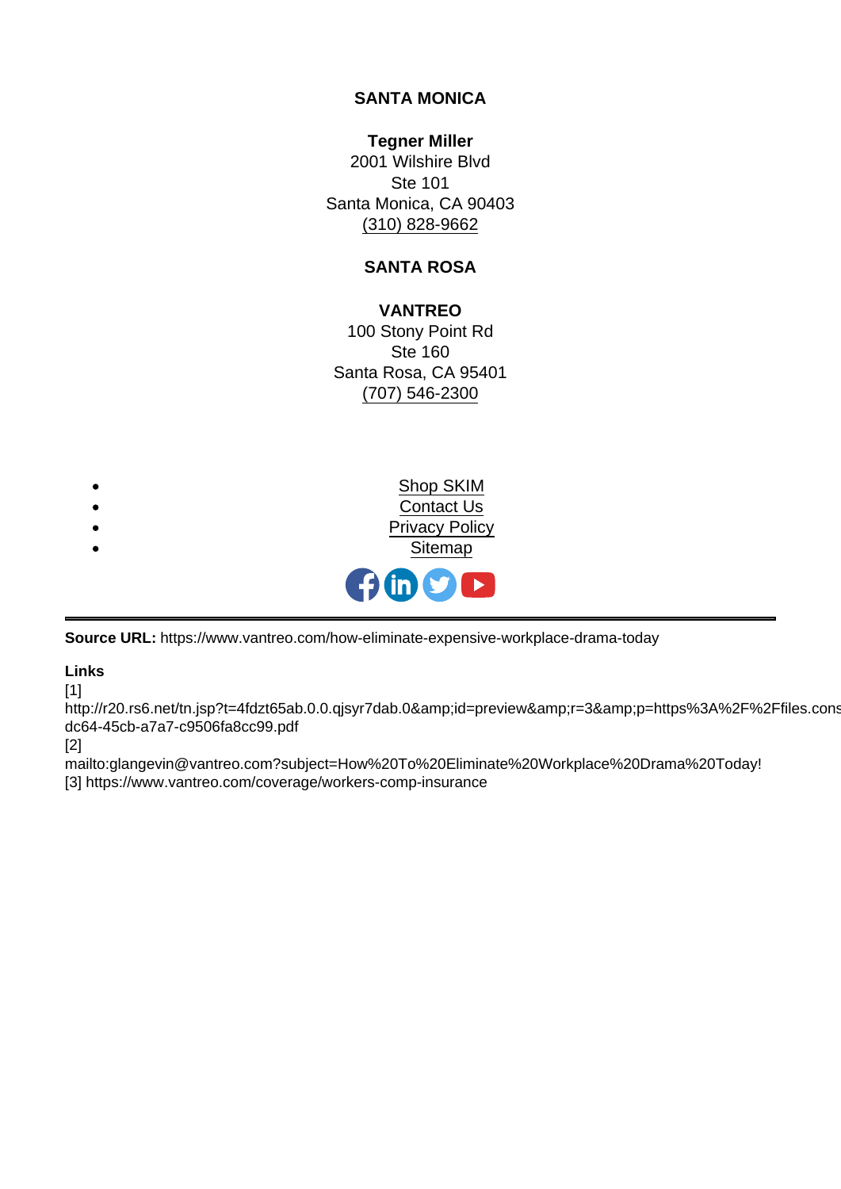**SANTA MONICA**

**Tegner Miller**
2001 Wilshire Blvd
Ste 101
Santa Monica, CA 90403
(310) 828-9662

**SANTA ROSA**

**VANTREO**
100 Stony Point Rd
Ste 160
Santa Rosa, CA 95401
(707) 546-2300

- Shop SKIM
- Contact Us
- Privacy Policy
- Sitemap

---

**Source URL:** https://www.vantreo.com/how-eliminate-expensive-workplace-drama-today

**Links**
[1] http://r20.rs6.net/tn.jsp?t=4fdzt65ab.0.0.qjsyr7dab.0&amp;id=preview&amp;r=3&amp;p=https%3A%2F%2Ffiles.cons dc64-45cb-a7a7-c9506fa8cc99.pdf
[2] mailto:glangevin@vantreo.com?subject=How%20To%20Eliminate%20Workplace%20Drama%20Today!
[3] https://www.vantreo.com/coverage/workers-comp-insurance